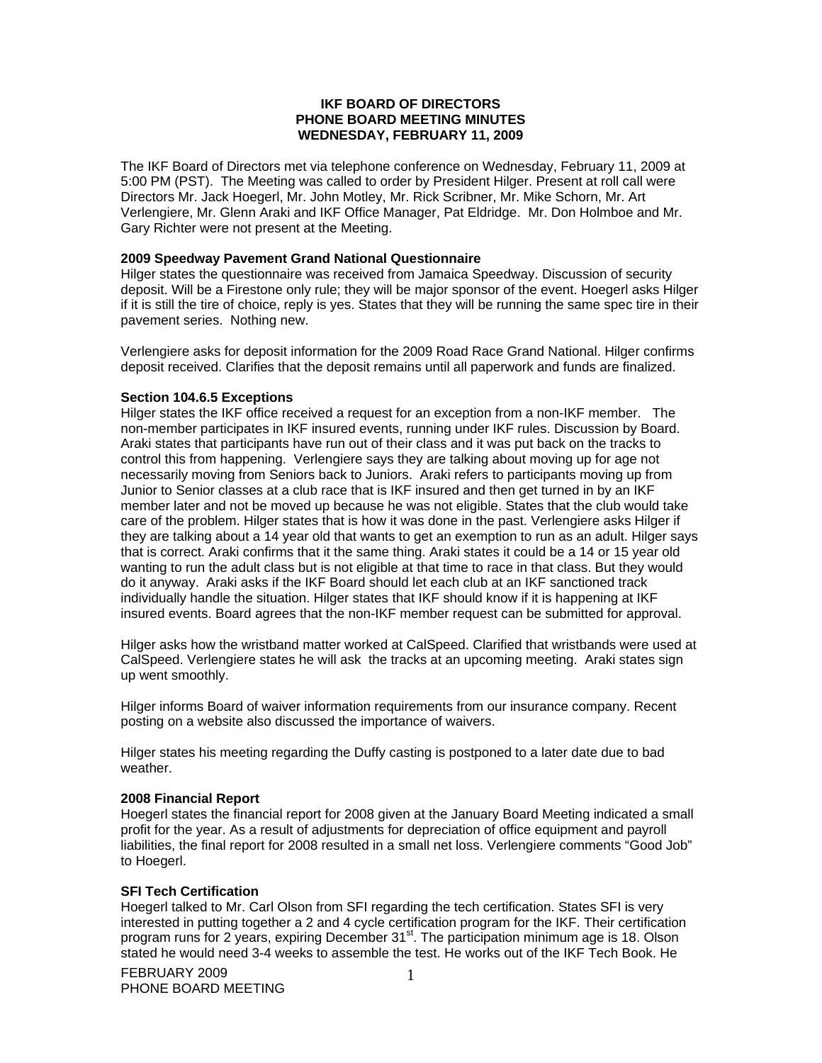**IKF BOARD OF DIRECTORS**
**PHONE BOARD MEETING MINUTES**
**WEDNESDAY, FEBRUARY 11, 2009**

The IKF Board of Directors met via telephone conference on Wednesday, February 11, 2009 at 5:00 PM (PST). The Meeting was called to order by President Hilger. Present at roll call were Directors Mr. Jack Hoegerl, Mr. John Motley, Mr. Rick Scribner, Mr. Mike Schorn, Mr. Art Verlengiere, Mr. Glenn Araki and IKF Office Manager, Pat Eldridge. Mr. Don Holmboe and Mr. Gary Richter were not present at the Meeting.

**2009 Speedway Pavement Grand National Questionnaire**

Hilger states the questionnaire was received from Jamaica Speedway. Discussion of security deposit. Will be a Firestone only rule; they will be major sponsor of the event. Hoegerl asks Hilger if it is still the tire of choice, reply is yes. States that they will be running the same spec tire in their pavement series. Nothing new.

Verlengiere asks for deposit information for the 2009 Road Race Grand National. Hilger confirms deposit received. Clarifies that the deposit remains until all paperwork and funds are finalized.

**Section 104.6.5 Exceptions**

Hilger states the IKF office received a request for an exception from a non-IKF member. The non-member participates in IKF insured events, running under IKF rules. Discussion by Board. Araki states that participants have run out of their class and it was put back on the tracks to control this from happening. Verlengiere says they are talking about moving up for age not necessarily moving from Seniors back to Juniors. Araki refers to participants moving up from Junior to Senior classes at a club race that is IKF insured and then get turned in by an IKF member later and not be moved up because he was not eligible. States that the club would take care of the problem. Hilger states that is how it was done in the past. Verlengiere asks Hilger if they are talking about a 14 year old that wants to get an exemption to run as an adult. Hilger says that is correct. Araki confirms that it the same thing. Araki states it could be a 14 or 15 year old wanting to run the adult class but is not eligible at that time to race in that class. But they would do it anyway. Araki asks if the IKF Board should let each club at an IKF sanctioned track individually handle the situation. Hilger states that IKF should know if it is happening at IKF insured events. Board agrees that the non-IKF member request can be submitted for approval.

Hilger asks how the wristband matter worked at CalSpeed. Clarified that wristbands were used at CalSpeed. Verlengiere states he will ask the tracks at an upcoming meeting. Araki states sign up went smoothly.

Hilger informs Board of waiver information requirements from our insurance company. Recent posting on a website also discussed the importance of waivers.

Hilger states his meeting regarding the Duffy casting is postponed to a later date due to bad weather.

**2008 Financial Report**

Hoegerl states the financial report for 2008 given at the January Board Meeting indicated a small profit for the year. As a result of adjustments for depreciation of office equipment and payroll liabilities, the final report for 2008 resulted in a small net loss. Verlengiere comments "Good Job" to Hoegerl.

**SFI Tech Certification**

Hoegerl talked to Mr. Carl Olson from SFI regarding the tech certification. States SFI is very interested in putting together a 2 and 4 cycle certification program for the IKF. Their certification program runs for 2 years, expiring December 31st. The participation minimum age is 18. Olson stated he would need 3-4 weeks to assemble the test. He works out of the IKF Tech Book. He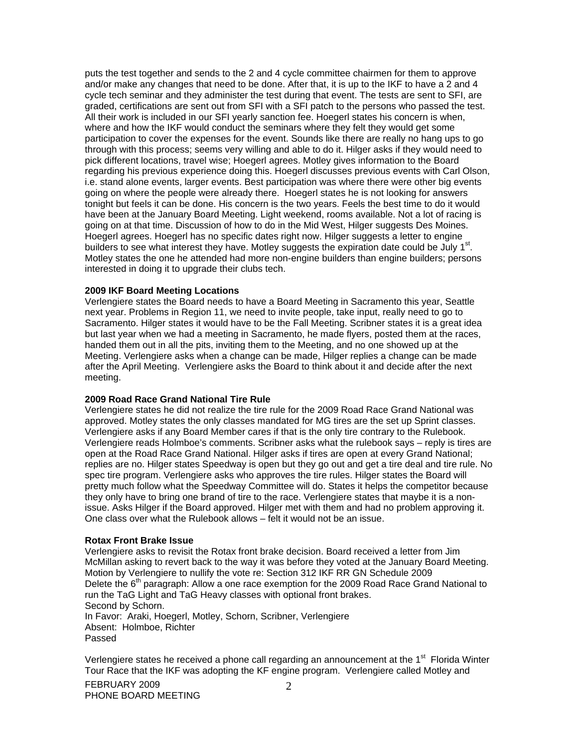puts the test together and sends to the 2 and 4 cycle committee chairmen for them to approve and/or make any changes that need to be done. After that, it is up to the IKF to have a 2 and 4 cycle tech seminar and they administer the test during that event. The tests are sent to SFI, are graded, certifications are sent out from SFI with a SFI patch to the persons who passed the test. All their work is included in our SFI yearly sanction fee. Hoegerl states his concern is when, where and how the IKF would conduct the seminars where they felt they would get some participation to cover the expenses for the event. Sounds like there are really no hang ups to go through with this process; seems very willing and able to do it. Hilger asks if they would need to pick different locations, travel wise; Hoegerl agrees. Motley gives information to the Board regarding his previous experience doing this. Hoegerl discusses previous events with Carl Olson, i.e. stand alone events, larger events. Best participation was where there were other big events going on where the people were already there. Hoegerl states he is not looking for answers tonight but feels it can be done. His concern is the two years. Feels the best time to do it would have been at the January Board Meeting. Light weekend, rooms available. Not a lot of racing is going on at that time. Discussion of how to do in the Mid West, Hilger suggests Des Moines. Hoegerl agrees. Hoegerl has no specific dates right now. Hilger suggests a letter to engine builders to see what interest they have. Motley suggests the expiration date could be July 1st. Motley states the one he attended had more non-engine builders than engine builders; persons interested in doing it to upgrade their clubs tech.

**2009 IKF Board Meeting Locations**

Verlengiere states the Board needs to have a Board Meeting in Sacramento this year, Seattle next year. Problems in Region 11, we need to invite people, take input, really need to go to Sacramento. Hilger states it would have to be the Fall Meeting. Scribner states it is a great idea but last year when we had a meeting in Sacramento, he made flyers, posted them at the races, handed them out in all the pits, inviting them to the Meeting, and no one showed up at the Meeting. Verlengiere asks when a change can be made, Hilger replies a change can be made after the April Meeting. Verlengiere asks the Board to think about it and decide after the next meeting.

**2009 Road Race Grand National Tire Rule**

Verlengiere states he did not realize the tire rule for the 2009 Road Race Grand National was approved. Motley states the only classes mandated for MG tires are the set up Sprint classes. Verlengiere asks if any Board Member cares if that is the only tire contrary to the Rulebook. Verlengiere reads Holmboe's comments. Scribner asks what the rulebook says – reply is tires are open at the Road Race Grand National. Hilger asks if tires are open at every Grand National; replies are no. Hilger states Speedway is open but they go out and get a tire deal and tire rule. No spec tire program. Verlengiere asks who approves the tire rules. Hilger states the Board will pretty much follow what the Speedway Committee will do. States it helps the competitor because they only have to bring one brand of tire to the race. Verlengiere states that maybe it is a non-issue. Asks Hilger if the Board approved. Hilger met with them and had no problem approving it. One class over what the Rulebook allows – felt it would not be an issue.

**Rotax Front Brake Issue**

Verlengiere asks to revisit the Rotax front brake decision. Board received a letter from Jim McMillan asking to revert back to the way it was before they voted at the January Board Meeting.
Motion by Verlengiere to nullify the vote re: Section 312 IKF RR GN Schedule 2009
Delete the 6th paragraph: Allow a one race exemption for the 2009 Road Race Grand National to run the TaG Light and TaG Heavy classes with optional front brakes.
Second by Schorn.
In Favor: Araki, Hoegerl, Motley, Schorn, Scribner, Verlengiere
Absent: Holmboe, Richter
Passed

Verlengiere states he received a phone call regarding an announcement at the 1st Florida Winter Tour Race that the IKF was adopting the KF engine program. Verlengiere called Motley and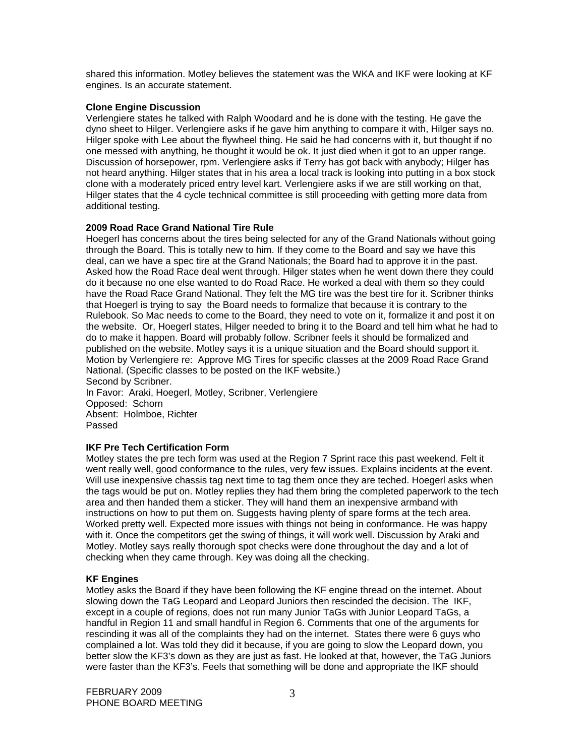shared this information. Motley believes the statement was the WKA and IKF were looking at KF engines. Is an accurate statement.

**Clone Engine Discussion**

Verlengiere states he talked with Ralph Woodard and he is done with the testing. He gave the dyno sheet to Hilger. Verlengiere asks if he gave him anything to compare it with, Hilger says no. Hilger spoke with Lee about the flywheel thing. He said he had concerns with it, but thought if no one messed with anything, he thought it would be ok. It just died when it got to an upper range. Discussion of horsepower, rpm. Verlengiere asks if Terry has got back with anybody; Hilger has not heard anything. Hilger states that in his area a local track is looking into putting in a box stock clone with a moderately priced entry level kart. Verlengiere asks if we are still working on that, Hilger states that the 4 cycle technical committee is still proceeding with getting more data from additional testing.

**2009 Road Race Grand National Tire Rule**

Hoegerl has concerns about the tires being selected for any of the Grand Nationals without going through the Board. This is totally new to him. If they come to the Board and say we have this deal, can we have a spec tire at the Grand Nationals; the Board had to approve it in the past. Asked how the Road Race deal went through. Hilger states when he went down there they could do it because no one else wanted to do Road Race. He worked a deal with them so they could have the Road Race Grand National. They felt the MG tire was the best tire for it. Scribner thinks that Hoegerl is trying to say the Board needs to formalize that because it is contrary to the Rulebook. So Mac needs to come to the Board, they need to vote on it, formalize it and post it on the website. Or, Hoegerl states, Hilger needed to bring it to the Board and tell him what he had to do to make it happen. Board will probably follow. Scribner feels it should be formalized and published on the website. Motley says it is a unique situation and the Board should support it.

Motion by Verlengiere re: Approve MG Tires for specific classes at the 2009 Road Race Grand National. (Specific classes to be posted on the IKF website.)
Second by Scribner.
In Favor: Araki, Hoegerl, Motley, Scribner, Verlengiere
Opposed: Schorn
Absent: Holmboe, Richter
Passed

**IKF Pre Tech Certification Form**

Motley states the pre tech form was used at the Region 7 Sprint race this past weekend. Felt it went really well, good conformance to the rules, very few issues. Explains incidents at the event. Will use inexpensive chassis tag next time to tag them once they are teched. Hoegerl asks when the tags would be put on. Motley replies they had them bring the completed paperwork to the tech area and then handed them a sticker. They will hand them an inexpensive armband with instructions on how to put them on. Suggests having plenty of spare forms at the tech area. Worked pretty well. Expected more issues with things not being in conformance. He was happy with it. Once the competitors get the swing of things, it will work well. Discussion by Araki and Motley. Motley says really thorough spot checks were done throughout the day and a lot of checking when they came through. Key was doing all the checking.

**KF Engines**

Motley asks the Board if they have been following the KF engine thread on the internet. About slowing down the TaG Leopard and Leopard Juniors then rescinded the decision. The IKF, except in a couple of regions, does not run many Junior TaGs with Junior Leopard TaGs, a handful in Region 11 and small handful in Region 6. Comments that one of the arguments for rescinding it was all of the complaints they had on the internet. States there were 6 guys who complained a lot. Was told they did it because, if you are going to slow the Leopard down, you better slow the KF3's down as they are just as fast. He looked at that, however, the TaG Juniors were faster than the KF3's. Feels that something will be done and appropriate the IKF should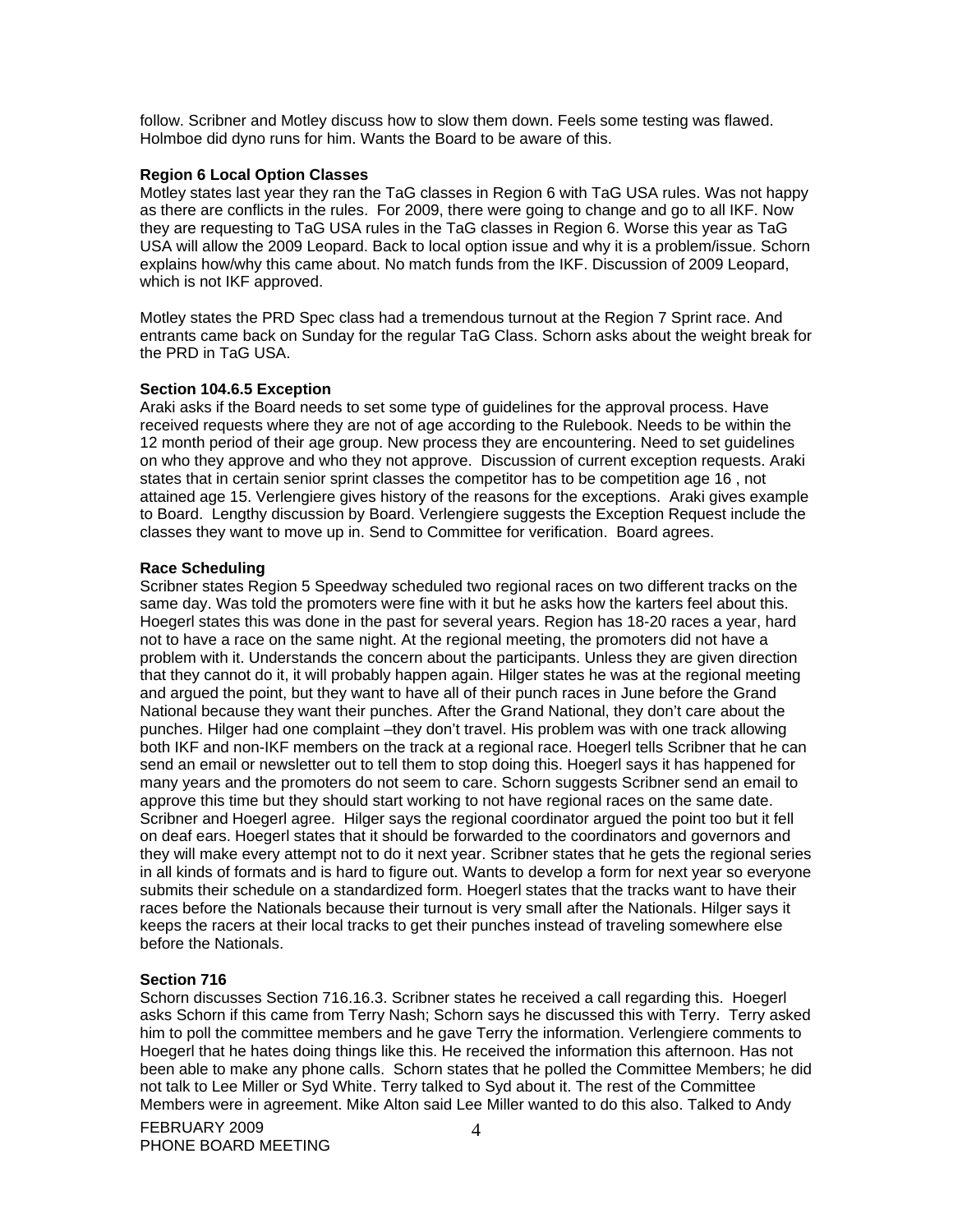follow. Scribner and Motley discuss how to slow them down. Feels some testing was flawed. Holmboe did dyno runs for him. Wants the Board to be aware of this.

**Region 6 Local Option Classes**

Motley states last year they ran the TaG classes in Region 6 with TaG USA rules. Was not happy as there are conflicts in the rules. For 2009, there were going to change and go to all IKF. Now they are requesting to TaG USA rules in the TaG classes in Region 6. Worse this year as TaG USA will allow the 2009 Leopard. Back to local option issue and why it is a problem/issue. Schorn explains how/why this came about. No match funds from the IKF. Discussion of 2009 Leopard, which is not IKF approved.

Motley states the PRD Spec class had a tremendous turnout at the Region 7 Sprint race. And entrants came back on Sunday for the regular TaG Class. Schorn asks about the weight break for the PRD in TaG USA.

**Section 104.6.5 Exception**

Araki asks if the Board needs to set some type of guidelines for the approval process. Have received requests where they are not of age according to the Rulebook. Needs to be within the 12 month period of their age group. New process they are encountering. Need to set guidelines on who they approve and who they not approve. Discussion of current exception requests. Araki states that in certain senior sprint classes the competitor has to be competition age 16 , not attained age 15. Verlengiere gives history of the reasons for the exceptions. Araki gives example to Board. Lengthy discussion by Board. Verlengiere suggests the Exception Request include the classes they want to move up in. Send to Committee for verification. Board agrees.

**Race Scheduling**

Scribner states Region 5 Speedway scheduled two regional races on two different tracks on the same day. Was told the promoters were fine with it but he asks how the karters feel about this. Hoegerl states this was done in the past for several years. Region has 18-20 races a year, hard not to have a race on the same night. At the regional meeting, the promoters did not have a problem with it. Understands the concern about the participants. Unless they are given direction that they cannot do it, it will probably happen again. Hilger states he was at the regional meeting and argued the point, but they want to have all of their punch races in June before the Grand National because they want their punches. After the Grand National, they don't care about the punches. Hilger had one complaint –they don't travel. His problem was with one track allowing both IKF and non-IKF members on the track at a regional race. Hoegerl tells Scribner that he can send an email or newsletter out to tell them to stop doing this. Hoegerl says it has happened for many years and the promoters do not seem to care. Schorn suggests Scribner send an email to approve this time but they should start working to not have regional races on the same date. Scribner and Hoegerl agree. Hilger says the regional coordinator argued the point too but it fell on deaf ears. Hoegerl states that it should be forwarded to the coordinators and governors and they will make every attempt not to do it next year. Scribner states that he gets the regional series in all kinds of formats and is hard to figure out. Wants to develop a form for next year so everyone submits their schedule on a standardized form. Hoegerl states that the tracks want to have their races before the Nationals because their turnout is very small after the Nationals. Hilger says it keeps the racers at their local tracks to get their punches instead of traveling somewhere else before the Nationals.

**Section 716**

Schorn discusses Section 716.16.3. Scribner states he received a call regarding this. Hoegerl asks Schorn if this came from Terry Nash; Schorn says he discussed this with Terry. Terry asked him to poll the committee members and he gave Terry the information. Verlengiere comments to Hoegerl that he hates doing things like this. He received the information this afternoon. Has not been able to make any phone calls. Schorn states that he polled the Committee Members; he did not talk to Lee Miller or Syd White. Terry talked to Syd about it. The rest of the Committee Members were in agreement. Mike Alton said Lee Miller wanted to do this also. Talked to Andy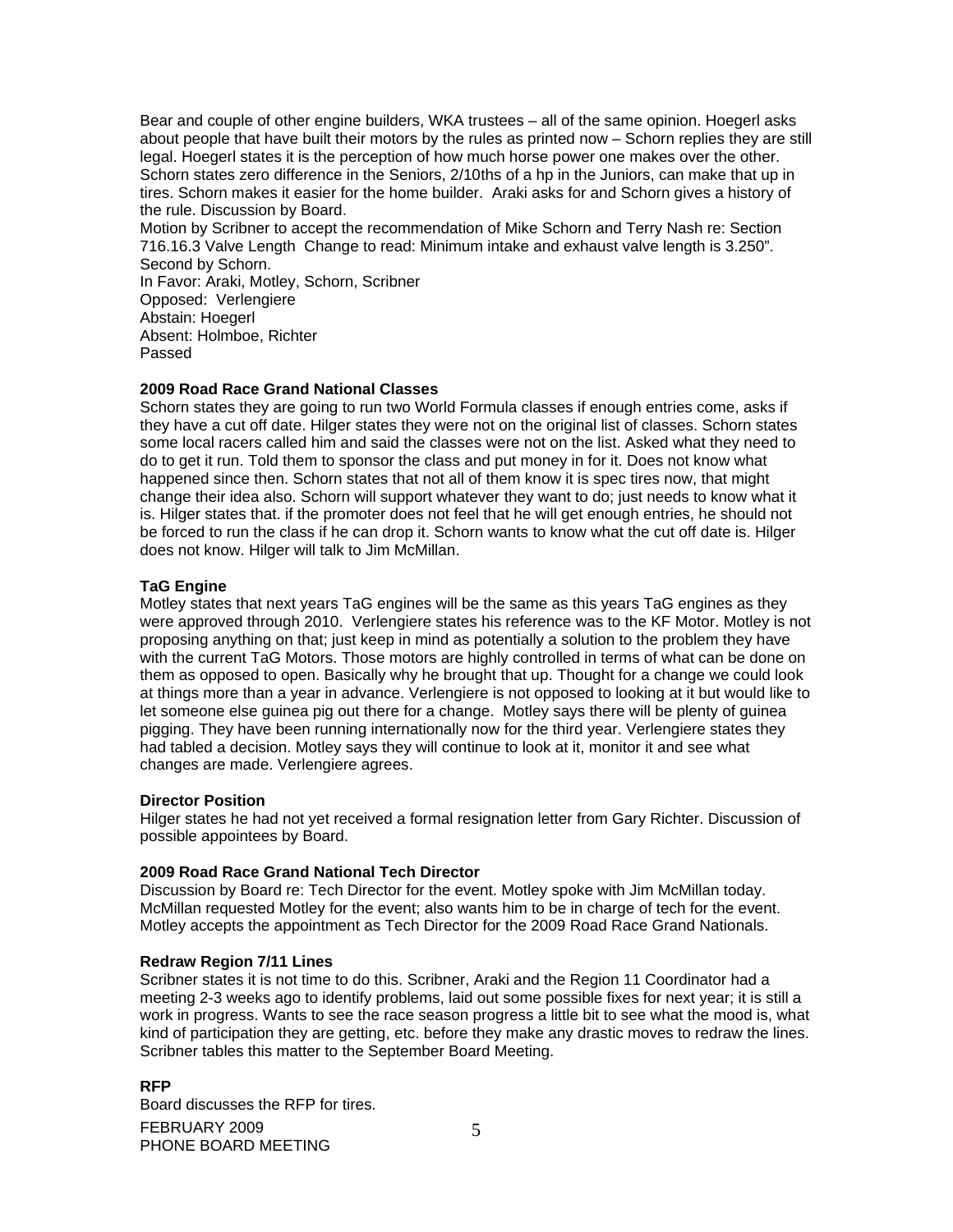Bear and couple of other engine builders, WKA trustees – all of the same opinion. Hoegerl asks about people that have built their motors by the rules as printed now – Schorn replies they are still legal. Hoegerl states it is the perception of how much horse power one makes over the other. Schorn states zero difference in the Seniors, 2/10ths of a hp in the Juniors, can make that up in tires. Schorn makes it easier for the home builder. Araki asks for and Schorn gives a history of the rule. Discussion by Board.

Motion by Scribner to accept the recommendation of Mike Schorn and Terry Nash re: Section 716.16.3 Valve Length Change to read: Minimum intake and exhaust valve length is 3.250".
Second by Schorn.
In Favor: Araki, Motley, Schorn, Scribner
Opposed: Verlengiere
Abstain: Hoegerl
Absent: Holmboe, Richter
Passed

**2009 Road Race Grand National Classes**

Schorn states they are going to run two World Formula classes if enough entries come, asks if they have a cut off date. Hilger states they were not on the original list of classes. Schorn states some local racers called him and said the classes were not on the list. Asked what they need to do to get it run. Told them to sponsor the class and put money in for it. Does not know what happened since then. Schorn states that not all of them know it is spec tires now, that might change their idea also. Schorn will support whatever they want to do; just needs to know what it is. Hilger states that. if the promoter does not feel that he will get enough entries, he should not be forced to run the class if he can drop it. Schorn wants to know what the cut off date is. Hilger does not know. Hilger will talk to Jim McMillan.

**TaG Engine**

Motley states that next years TaG engines will be the same as this years TaG engines as they were approved through 2010. Verlengiere states his reference was to the KF Motor. Motley is not proposing anything on that; just keep in mind as potentially a solution to the problem they have with the current TaG Motors. Those motors are highly controlled in terms of what can be done on them as opposed to open. Basically why he brought that up. Thought for a change we could look at things more than a year in advance. Verlengiere is not opposed to looking at it but would like to let someone else guinea pig out there for a change. Motley says there will be plenty of guinea pigging. They have been running internationally now for the third year. Verlengiere states they had tabled a decision. Motley says they will continue to look at it, monitor it and see what changes are made. Verlengiere agrees.

**Director Position**

Hilger states he had not yet received a formal resignation letter from Gary Richter. Discussion of possible appointees by Board.

**2009 Road Race Grand National Tech Director**

Discussion by Board re: Tech Director for the event. Motley spoke with Jim McMillan today. McMillan requested Motley for the event; also wants him to be in charge of tech for the event. Motley accepts the appointment as Tech Director for the 2009 Road Race Grand Nationals.

**Redraw Region 7/11 Lines**

Scribner states it is not time to do this. Scribner, Araki and the Region 11 Coordinator had a meeting 2-3 weeks ago to identify problems, laid out some possible fixes for next year; it is still a work in progress. Wants to see the race season progress a little bit to see what the mood is, what kind of participation they are getting, etc. before they make any drastic moves to redraw the lines. Scribner tables this matter to the September Board Meeting.

**RFP**

Board discusses the RFP for tires.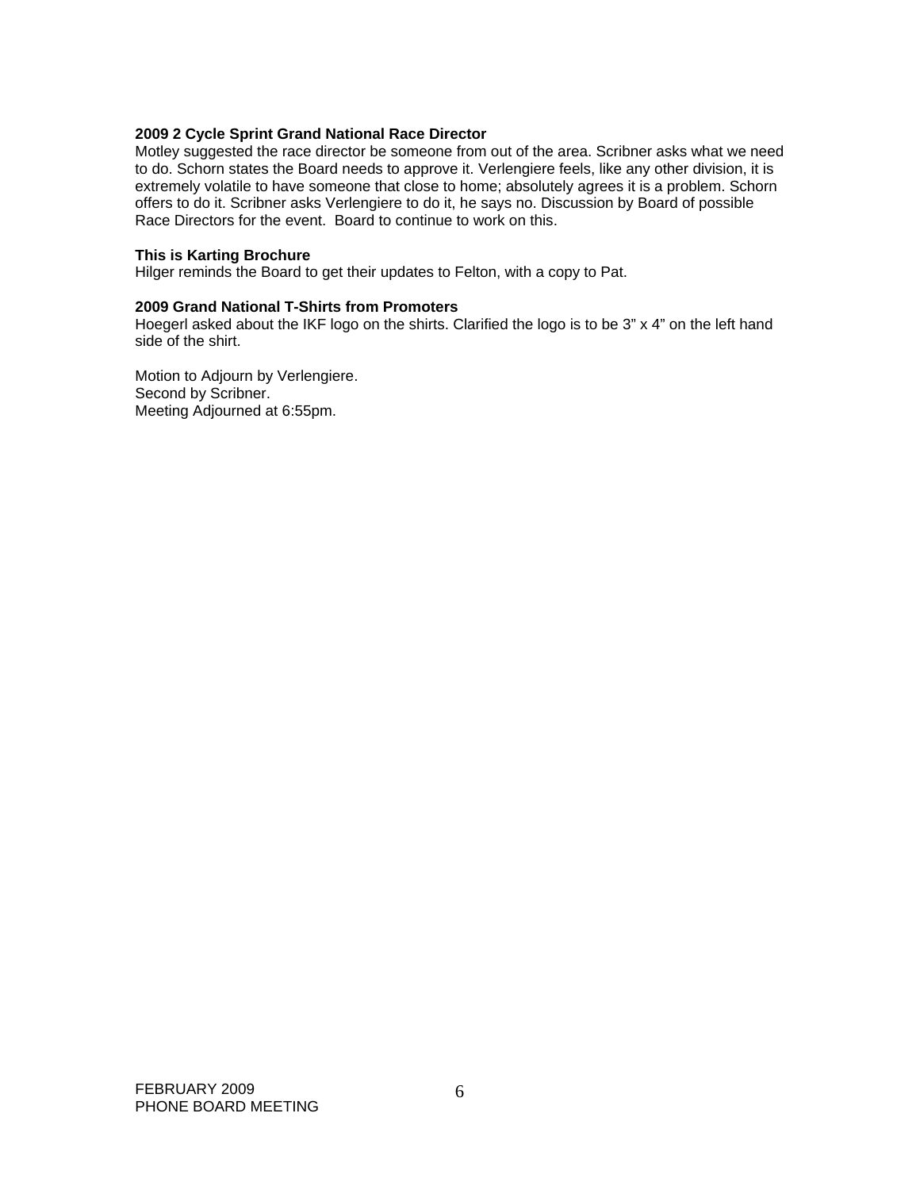**2009 2 Cycle Sprint Grand National Race Director**
Motley suggested the race director be someone from out of the area. Scribner asks what we need to do. Schorn states the Board needs to approve it. Verlengiere feels, like any other division, it is extremely volatile to have someone that close to home; absolutely agrees it is a problem. Schorn offers to do it. Scribner asks Verlengiere to do it, he says no. Discussion by Board of possible Race Directors for the event. Board to continue to work on this.

**This is Karting Brochure**
Hilger reminds the Board to get their updates to Felton, with a copy to Pat.

**2009 Grand National T-Shirts from Promoters**
Hoegerl asked about the IKF logo on the shirts. Clarified the logo is to be 3" x 4" on the left hand side of the shirt.

Motion to Adjourn by Verlengiere.
Second by Scribner.
Meeting Adjourned at 6:55pm.